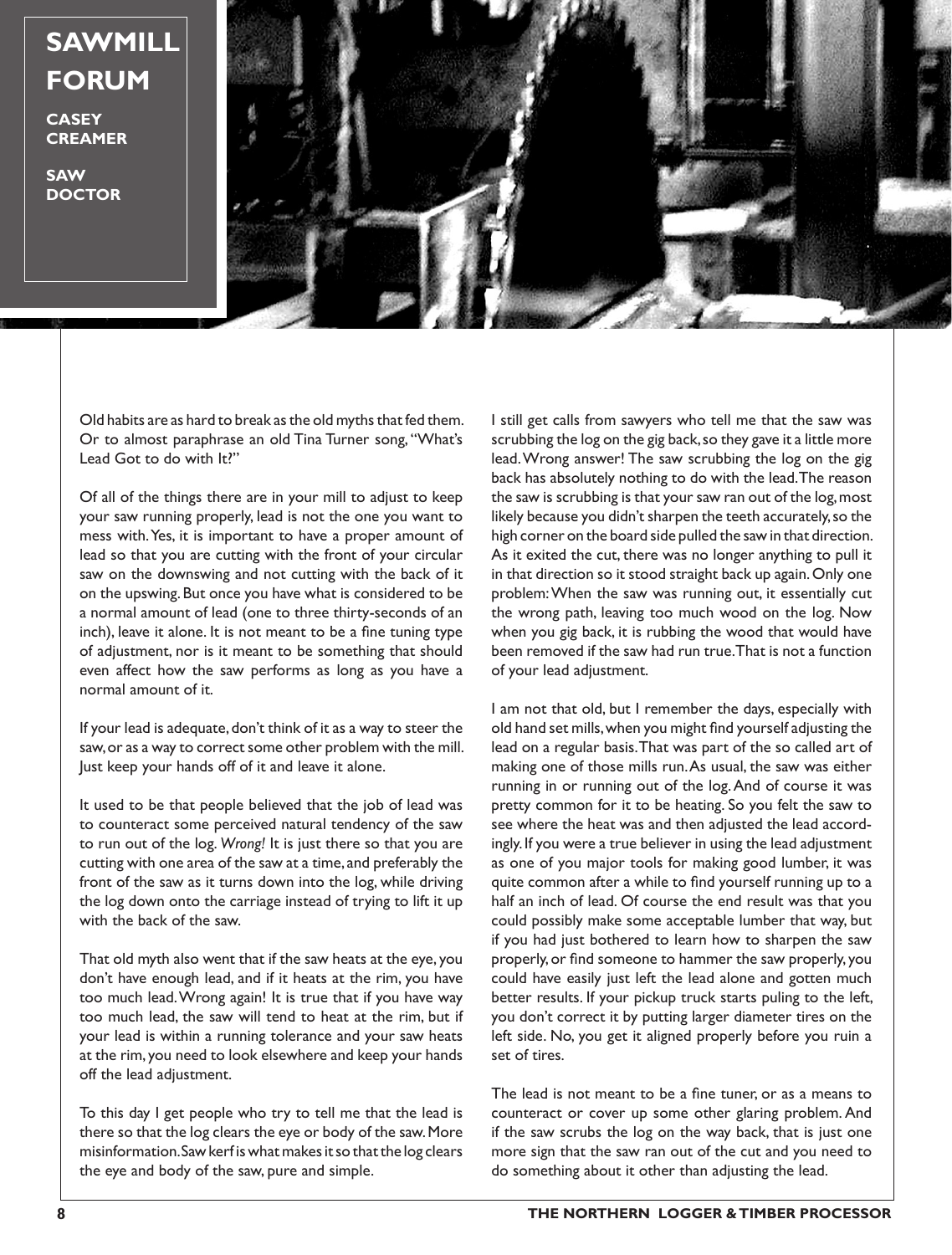# SAWMILL FORUM

**CASEY CREAMER**

**SAW DOCTOR**

Old habits are as hard to break as the old myths that fed them. Or to almost paraphrase an old Tina Turner song, "What's Lead Got to do with It?"

Of all of the things there are in your mill to adjust to keep your saw running properly, lead is not the one you want to mess with. Yes, it is important to have a proper amount of lead so that you are cutting with the front of your circular saw on the downswing and not cutting with the back of it on the upswing. But once you have what is considered to be a normal amount of lead (one to three thirty-seconds of an inch), leave it alone. It is not meant to be a fine tuning type of adjustment, nor is it meant to be something that should even affect how the saw performs as long as you have a normal amount of it.

If your lead is adequate, don't think of it as a way to steer the saw, or as a way to correct some other problem with the mill. Just keep your hands off of it and leave it alone.

It used to be that people believed that the job of lead was to counteract some perceived natural tendency of the saw to run out of the log. *Wrong!* It is just there so that you are cutting with one area of the saw at a time, and preferably the front of the saw as it turns down into the log, while driving the log down onto the carriage instead of trying to lift it up with the back of the saw.

That old myth also went that if the saw heats at the eye, you don't have enough lead, and if it heats at the rim, you have too much lead. Wrong again! It is true that if you have way too much lead, the saw will tend to heat at the rim, but if your lead is within a running tolerance and your saw heats at the rim, you need to look elsewhere and keep your hands off the lead adjustment.

To this day I get people who try to tell me that the lead is there so that the log clears the eye or body of the saw. More misinformation. Saw kerf is what makes it so that the log clears the eye and body of the saw, pure and simple.

I still get calls from sawyers who tell me that the saw was scrubbing the log on the gig back, so they gave it a little more lead. Wrong answer! The saw scrubbing the log on the gig back has absolutely nothing to do with the lead. The reason the saw is scrubbing is that your saw ran out of the log, most likely because you didn't sharpen the teeth accurately, so the high corner on the board side pulled the saw in that direction. As it exited the cut, there was no longer anything to pull it in that direction so it stood straight back up again. Only one problem: When the saw was running out, it essentially cut the wrong path, leaving too much wood on the log. Now when you gig back, it is rubbing the wood that would have been removed if the saw had run true. That is not a function of your lead adjustment.

I am not that old, but I remember the days, especially with old hand set mills, when you might find yourself adjusting the lead on a regular basis. That was part of the so called art of making one of those mills run. As usual, the saw was either running in or running out of the log. And of course it was pretty common for it to be heating. So you felt the saw to see where the heat was and then adjusted the lead accordingly. If you were a true believer in using the lead adjustment as one of you major tools for making good lumber, it was quite common after a while to find yourself running up to a half an inch of lead. Of course the end result was that you could possibly make some acceptable lumber that way, but if you had just bothered to learn how to sharpen the saw properly, or find someone to hammer the saw properly, you could have easily just left the lead alone and gotten much better results. If your pickup truck starts puling to the left, you don't correct it by putting larger diameter tires on the left side. No, you get it aligned properly before you ruin a set of tires.

The lead is not meant to be a fine tuner, or as a means to counteract or cover up some other glaring problem. And if the saw scrubs the log on the way back, that is just one more sign that the saw ran out of the cut and you need to do something about it other than adjusting the lead.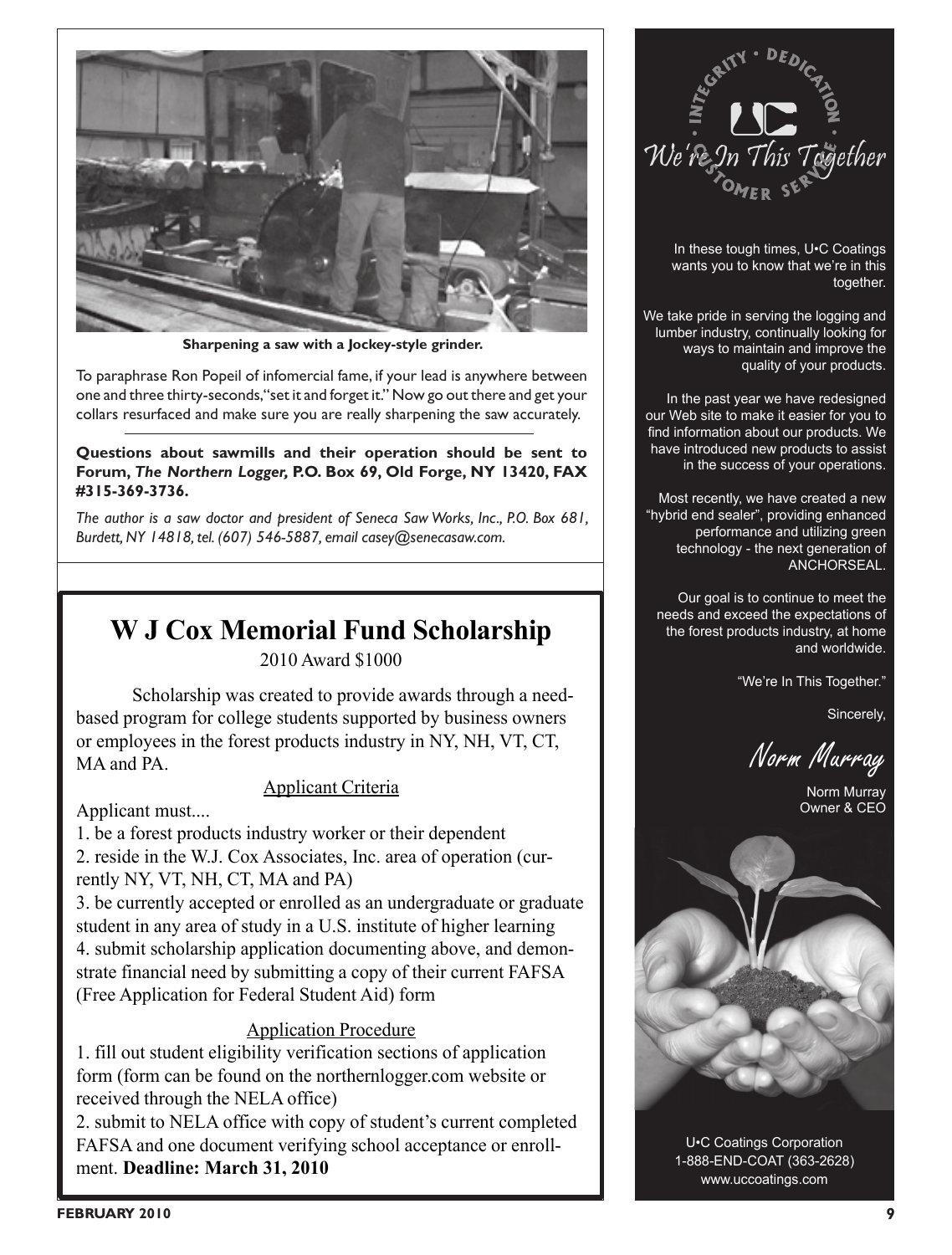Sharpening a saw with a Jockey-style grinder.

To paraphrase Ron Popeil of infomercial fame, if your lead is anywhere between one and three thirty-seconds, "set it and forget it." Now go out there and get your collars resurfaced and make sure you are really sharpening the saw accurately.

**Questions about sawmills and their operation should be sent to Forum, *The Northern Logger,* P.O. Box 69, Old Forge, NY 13420, FAX #315-369-3736.**

*The author is a saw doctor and president of Seneca Saw Works, Inc., P.O. Box 681, Burdett, NY 14818, tel. (607) 546-5887, email casey@senecasaw.com.*

# W J Cox Memorial Fund Scholarship

2010 Award $1000

Scholarship was created to provide awards through a need-based program for college students supported by business owners or employees in the forest products industry in NY, NH, VT, CT, MA and PA.

## Applicant Criteria

Applicant must....

1. be a forest products industry worker or their dependent
2. reside in the W.J. Cox Associates, Inc. area of operation (currently NY, VT, NH, CT, MA and PA)
3. be currently accepted or enrolled as an undergraduate or graduate student in any area of study in a U.S. institute of higher learning
4. submit scholarship application documenting above, and demonstrate financial need by submitting a copy of their current FAFSA (Free Application for Federal Student Aid) form

## Application Procedure

1. fill out student eligibility verification sections of application form (form can be found on the northernlogger.com website or received through the NELA office)
2. submit to NELA office with copy of student's current completed FAFSA and one document verifying school acceptance or enrollment. **Deadline: March 31, 2010**

INTEGRITY • DEDICATION • CUSTOMER SERVICE

UC

We're In This Together

In these tough times, U•C Coatings wants you to know that we're in this together.

We take pride in serving the logging and lumber industry, continually looking for ways to maintain and improve the quality of your products.

In the past year we have redesigned our Web site to make it easier for you to find information about our products. We have introduced new products to assist in the success of your operations.

Most recently, we have created a new "hybrid end sealer", providing enhanced performance and utilizing green technology - the next generation of ANCHORSEAL.

Our goal is to continue to meet the needs and exceed the expectations of the forest products industry, at home and worldwide.

"We're In This Together."

Sincerely,

*Norm Murray*

Norm Murray
Owner & CEO

U•C Coatings Corporation
1-888-END-COAT (363-2628)
www.uccoatings.com